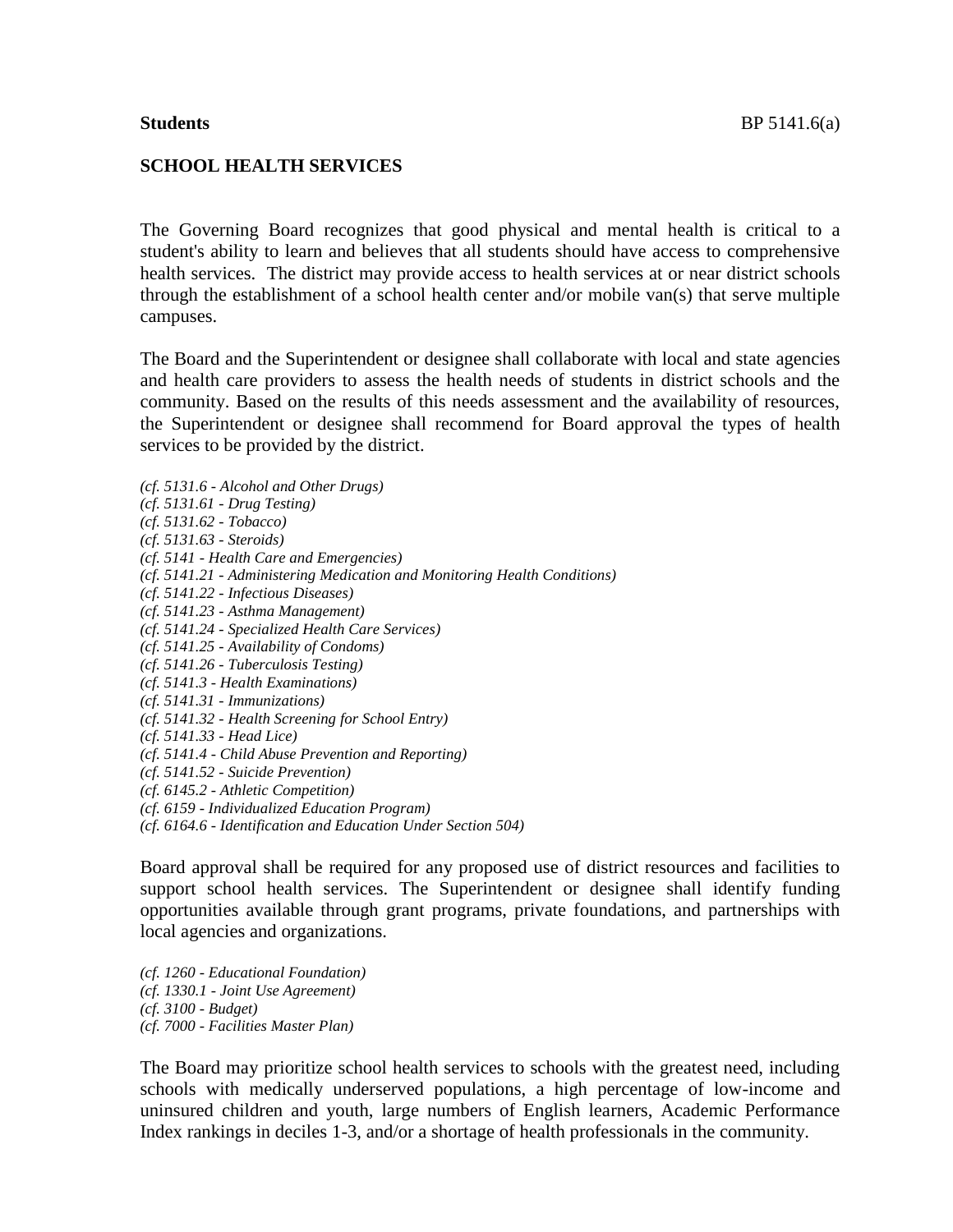**Students** BP 5141.6(a)

**SCHOOL HEALTH SERVICES**

The Governing Board recognizes that good physical and mental health is critical to a student's ability to learn and believes that all students should have access to comprehensive health services. The district may provide access to health services at or near district schools through the establishment of a school health center and/or mobile van(s) that serve multiple campuses.

The Board and the Superintendent or designee shall collaborate with local and state agencies and health care providers to assess the health needs of students in district schools and the community. Based on the results of this needs assessment and the availability of resources, the Superintendent or designee shall recommend for Board approval the types of health services to be provided by the district.

*(cf. 5131.6 - Alcohol and Other Drugs)*
*(cf. 5131.61 - Drug Testing)*
*(cf. 5131.62 - Tobacco)*
*(cf. 5131.63 - Steroids)*
*(cf. 5141 - Health Care and Emergencies)*
*(cf. 5141.21 - Administering Medication and Monitoring Health Conditions)*
*(cf. 5141.22 - Infectious Diseases)*
*(cf. 5141.23 - Asthma Management)*
*(cf. 5141.24 - Specialized Health Care Services)*
*(cf. 5141.25 - Availability of Condoms)*
*(cf. 5141.26 - Tuberculosis Testing)*
*(cf. 5141.3 - Health Examinations)*
*(cf. 5141.31 - Immunizations)*
*(cf. 5141.32 - Health Screening for School Entry)*
*(cf. 5141.33 - Head Lice)*
*(cf. 5141.4 - Child Abuse Prevention and Reporting)*
*(cf. 5141.52 - Suicide Prevention)*
*(cf. 6145.2 - Athletic Competition)*
*(cf. 6159 - Individualized Education Program)*
*(cf. 6164.6 - Identification and Education Under Section 504)*

Board approval shall be required for any proposed use of district resources and facilities to support school health services. The Superintendent or designee shall identify funding opportunities available through grant programs, private foundations, and partnerships with local agencies and organizations.

*(cf. 1260 - Educational Foundation)*
*(cf. 1330.1 - Joint Use Agreement)*
*(cf. 3100 - Budget)*
*(cf. 7000 - Facilities Master Plan)*

The Board may prioritize school health services to schools with the greatest need, including schools with medically underserved populations, a high percentage of low-income and uninsured children and youth, large numbers of English learners, Academic Performance Index rankings in deciles 1-3, and/or a shortage of health professionals in the community.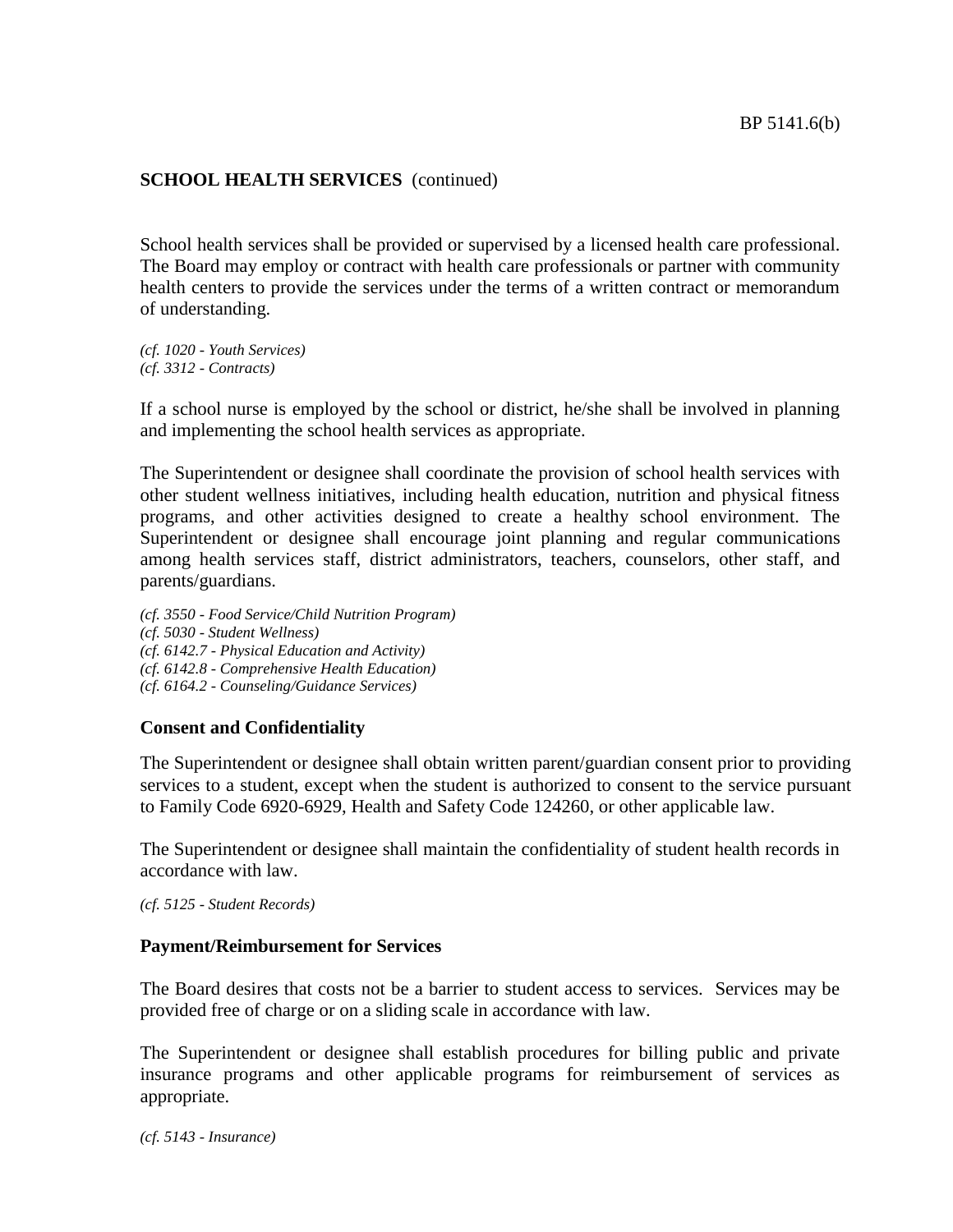**SCHOOL HEALTH SERVICES** (continued)

School health services shall be provided or supervised by a licensed health care professional. The Board may employ or contract with health care professionals or partner with community health centers to provide the services under the terms of a written contract or memorandum of understanding.

*(cf. 1020 - Youth Services)*
*(cf. 3312 - Contracts)*

If a school nurse is employed by the school or district, he/she shall be involved in planning and implementing the school health services as appropriate.

The Superintendent or designee shall coordinate the provision of school health services with other student wellness initiatives, including health education, nutrition and physical fitness programs, and other activities designed to create a healthy school environment. The Superintendent or designee shall encourage joint planning and regular communications among health services staff, district administrators, teachers, counselors, other staff, and parents/guardians.

*(cf. 3550 - Food Service/Child Nutrition Program)*
*(cf. 5030 - Student Wellness)*
*(cf. 6142.7 - Physical Education and Activity)*
*(cf. 6142.8 - Comprehensive Health Education)*
*(cf. 6164.2 - Counseling/Guidance Services)*

**Consent and Confidentiality**

The Superintendent or designee shall obtain written parent/guardian consent prior to providing services to a student, except when the student is authorized to consent to the service pursuant to Family Code 6920-6929, Health and Safety Code 124260, or other applicable law.

The Superintendent or designee shall maintain the confidentiality of student health records in accordance with law.

*(cf. 5125 - Student Records)*

**Payment/Reimbursement for Services**

The Board desires that costs not be a barrier to student access to services. Services may be provided free of charge or on a sliding scale in accordance with law.

The Superintendent or designee shall establish procedures for billing public and private insurance programs and other applicable programs for reimbursement of services as appropriate.

*(cf. 5143 - Insurance)*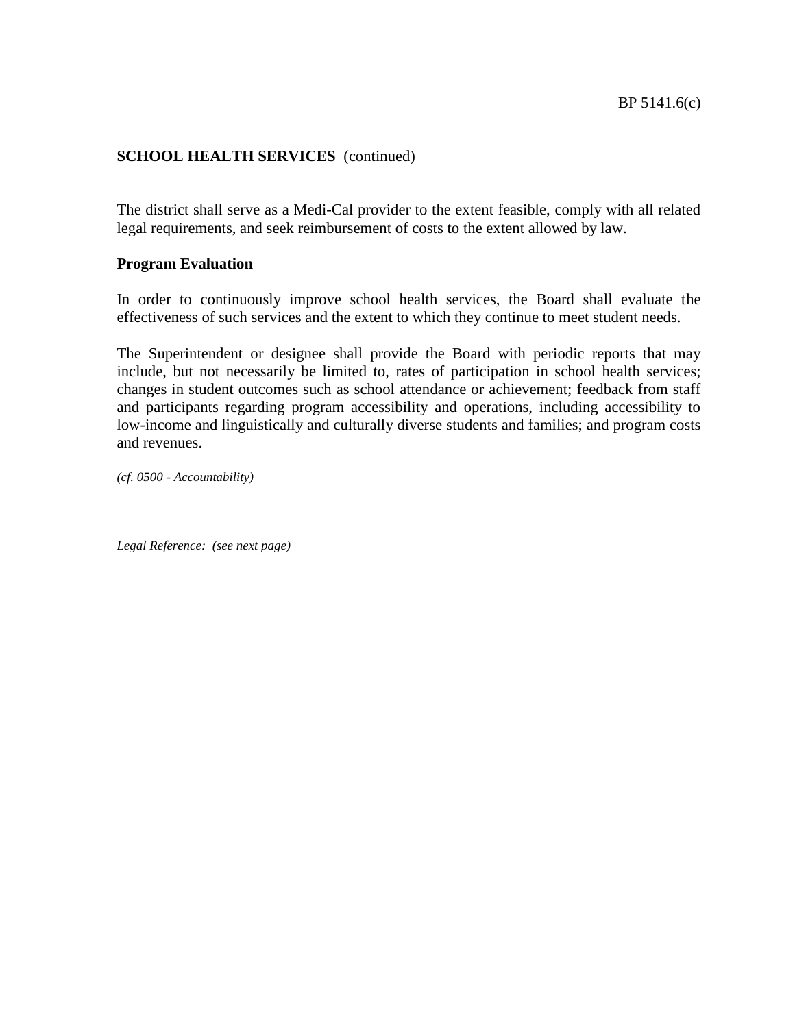**SCHOOL HEALTH SERVICES** (continued)

The district shall serve as a Medi-Cal provider to the extent feasible, comply with all related legal requirements, and seek reimbursement of costs to the extent allowed by law.

**Program Evaluation**

In order to continuously improve school health services, the Board shall evaluate the effectiveness of such services and the extent to which they continue to meet student needs.

The Superintendent or designee shall provide the Board with periodic reports that may include, but not necessarily be limited to, rates of participation in school health services; changes in student outcomes such as school attendance or achievement; feedback from staff and participants regarding program accessibility and operations, including accessibility to low-income and linguistically and culturally diverse students and families; and program costs and revenues.

*(cf. 0500 - Accountability)*

*Legal Reference: (see next page)*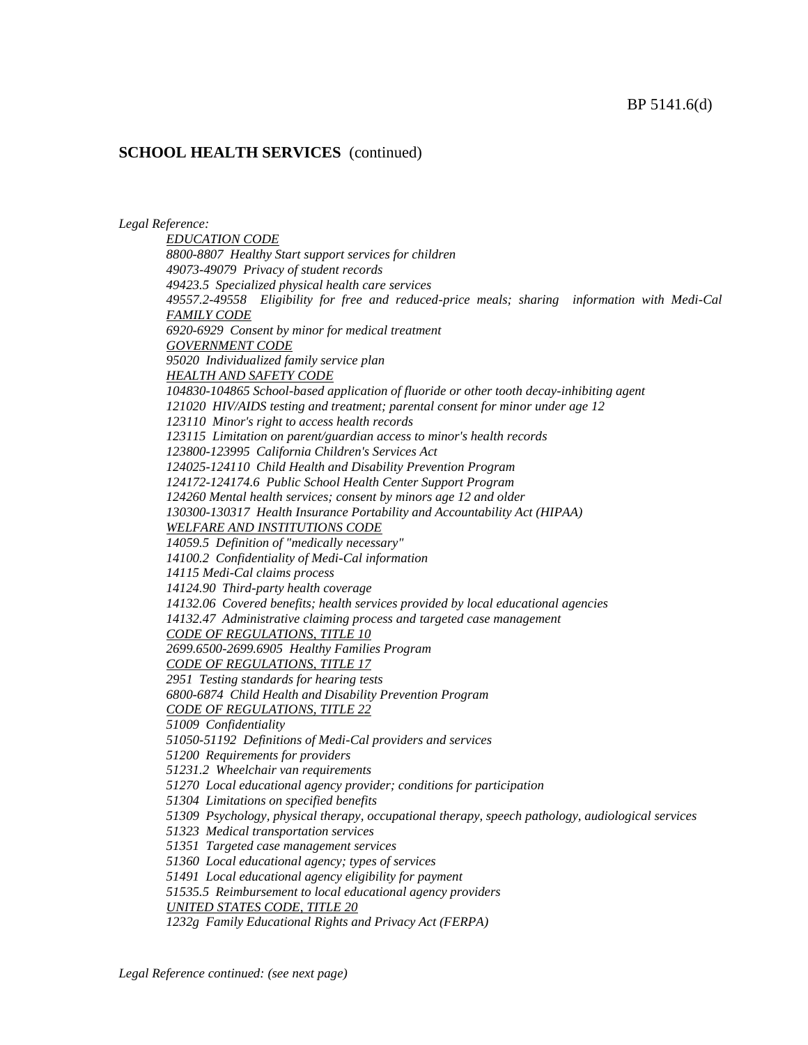**SCHOOL HEALTH SERVICES** (continued)

*Legal Reference:*

*EDUCATION CODE*
*8800-8807 Healthy Start support services for children*
*49073-49079 Privacy of student records*
*49423.5 Specialized physical health care services*
*49557.2-49558 Eligibility for free and reduced-price meals; sharing information with Medi-Cal*

*FAMILY CODE*
*6920-6929 Consent by minor for medical treatment*

*GOVERNMENT CODE*
*95020 Individualized family service plan*

*HEALTH AND SAFETY CODE*
*104830-104865 School-based application of fluoride or other tooth decay-inhibiting agent*
*121020 HIV/AIDS testing and treatment; parental consent for minor under age 12*
*123110 Minor's right to access health records*
*123115 Limitation on parent/guardian access to minor's health records*
*123800-123995 California Children's Services Act*
*124025-124110 Child Health and Disability Prevention Program*
*124172-124174.6 Public School Health Center Support Program*
*124260 Mental health services; consent by minors age 12 and older*
*130300-130317 Health Insurance Portability and Accountability Act (HIPAA)*

*WELFARE AND INSTITUTIONS CODE*
*14059.5 Definition of "medically necessary"*
*14100.2 Confidentiality of Medi-Cal information*
*14115 Medi-Cal claims process*
*14124.90 Third-party health coverage*
*14132.06 Covered benefits; health services provided by local educational agencies*
*14132.47 Administrative claiming process and targeted case management*

*CODE OF REGULATIONS, TITLE 10*
*2699.6500-2699.6905 Healthy Families Program*

*CODE OF REGULATIONS, TITLE 17*
*2951 Testing standards for hearing tests*
*6800-6874 Child Health and Disability Prevention Program*

*CODE OF REGULATIONS, TITLE 22*
*51009 Confidentiality*
*51050-51192 Definitions of Medi-Cal providers and services*
*51200 Requirements for providers*
*51231.2 Wheelchair van requirements*
*51270 Local educational agency provider; conditions for participation*
*51304 Limitations on specified benefits*
*51309 Psychology, physical therapy, occupational therapy, speech pathology, audiological services*
*51323 Medical transportation services*
*51351 Targeted case management services*
*51360 Local educational agency; types of services*
*51491 Local educational agency eligibility for payment*
*51535.5 Reimbursement to local educational agency providers*

*UNITED STATES CODE, TITLE 20*
*1232g Family Educational Rights and Privacy Act (FERPA)*

*Legal Reference continued: (see next page)*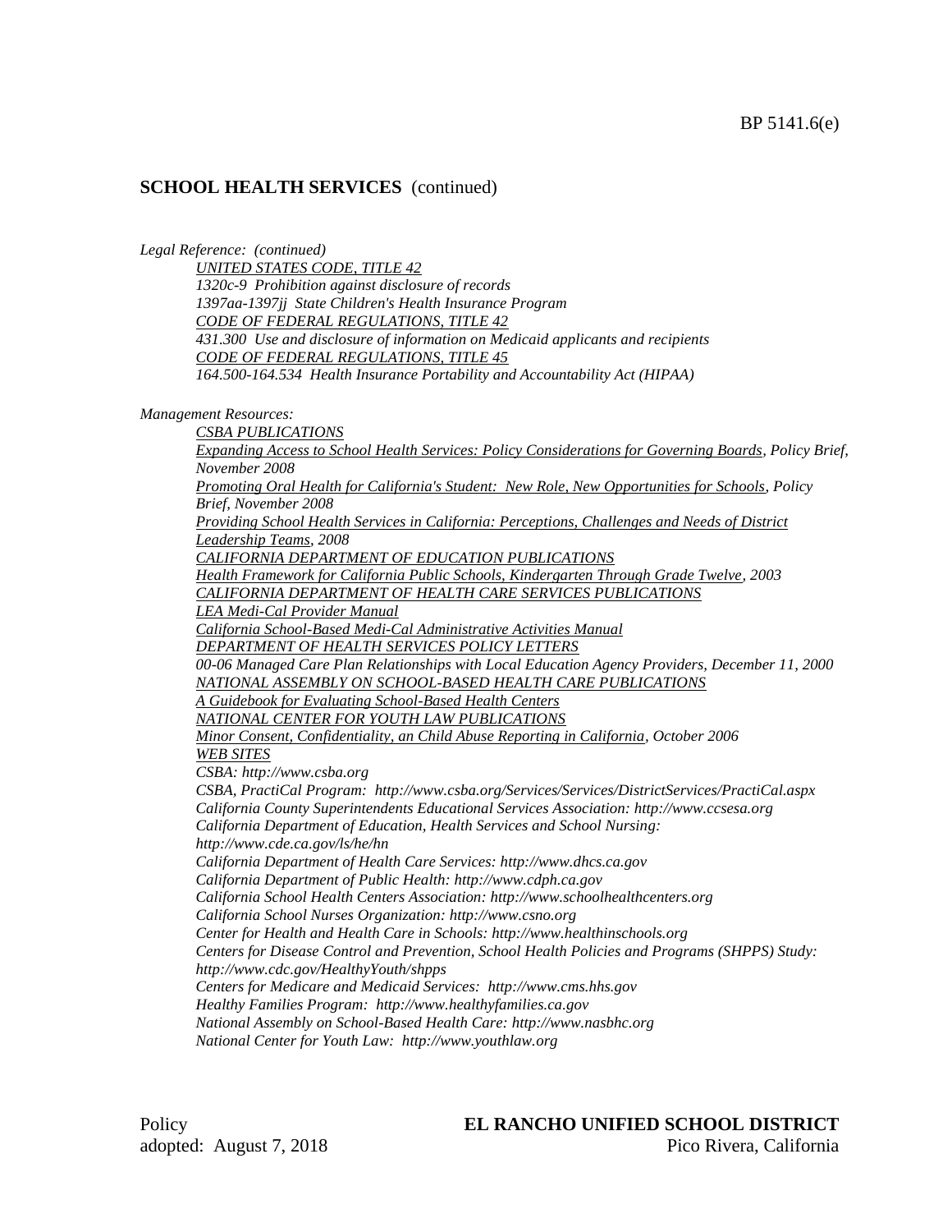## SCHOOL HEALTH SERVICES (continued)

*Legal Reference: (continued)*

*UNITED STATES CODE, TITLE 42*
*1320c-9 Prohibition against disclosure of records*
*1397aa-1397jj State Children's Health Insurance Program*
*CODE OF FEDERAL REGULATIONS, TITLE 42*
*431.300 Use and disclosure of information on Medicaid applicants and recipients*
*CODE OF FEDERAL REGULATIONS, TITLE 45*
*164.500-164.534 Health Insurance Portability and Accountability Act (HIPAA)*

*Management Resources:*

*CSBA PUBLICATIONS*
*Expanding Access to School Health Services: Policy Considerations for Governing Boards, Policy Brief, November 2008*
*Promoting Oral Health for California's Student: New Role, New Opportunities for Schools, Policy Brief, November 2008*
*Providing School Health Services in California: Perceptions, Challenges and Needs of District Leadership Teams, 2008*
*CALIFORNIA DEPARTMENT OF EDUCATION PUBLICATIONS*
*Health Framework for California Public Schools, Kindergarten Through Grade Twelve, 2003*
*CALIFORNIA DEPARTMENT OF HEALTH CARE SERVICES PUBLICATIONS*
*LEA Medi-Cal Provider Manual*
*California School-Based Medi-Cal Administrative Activities Manual*
*DEPARTMENT OF HEALTH SERVICES POLICY LETTERS*
*00-06 Managed Care Plan Relationships with Local Education Agency Providers, December 11, 2000*
*NATIONAL ASSEMBLY ON SCHOOL-BASED HEALTH CARE PUBLICATIONS*
*A Guidebook for Evaluating School-Based Health Centers*
*NATIONAL CENTER FOR YOUTH LAW PUBLICATIONS*
*Minor Consent, Confidentiality, an Child Abuse Reporting in California, October 2006*
*WEB SITES*
*CSBA: http://www.csba.org*
*CSBA, PractiCal Program: http://www.csba.org/Services/Services/DistrictServices/PractiCal.aspx*
*California County Superintendents Educational Services Association: http://www.ccsesa.org*
*California Department of Education, Health Services and School Nursing: http://www.cde.ca.gov/ls/he/hn*
*California Department of Health Care Services: http://www.dhcs.ca.gov*
*California Department of Public Health: http://www.cdph.ca.gov*
*California School Health Centers Association: http://www.schoolhealthcenters.org*
*California School Nurses Organization: http://www.csno.org*
*Center for Health and Health Care in Schools: http://www.healthinschools.org*
*Centers for Disease Control and Prevention, School Health Policies and Programs (SHPPS) Study: http://www.cdc.gov/HealthyYouth/shpps*
*Centers for Medicare and Medicaid Services: http://www.cms.hhs.gov*
*Healthy Families Program: http://www.healthyfamilies.ca.gov*
*National Assembly on School-Based Health Care: http://www.nasbhc.org*
*National Center for Youth Law: http://www.youthlaw.org*

Policy
adopted: August 7, 2018

**EL RANCHO UNIFIED SCHOOL DISTRICT**
Pico Rivera, California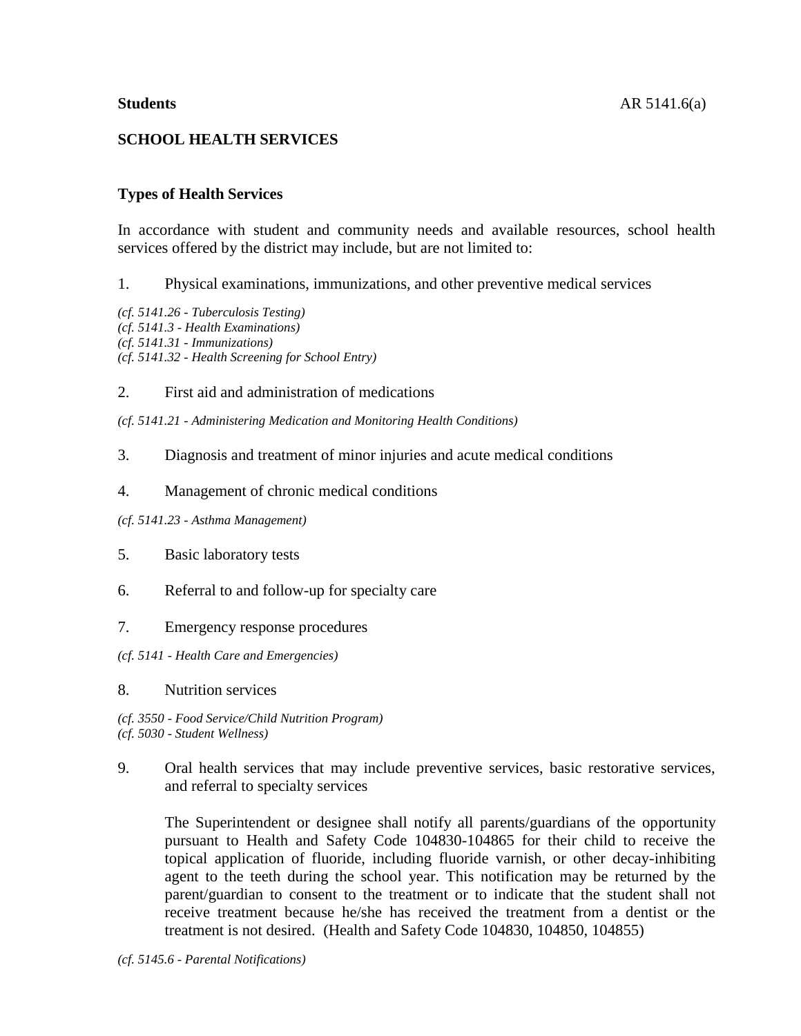**Students** AR 5141.6(a)

**SCHOOL HEALTH SERVICES**

**Types of Health Services**

In accordance with student and community needs and available resources, school health services offered by the district may include, but are not limited to:

1. Physical examinations, immunizations, and other preventive medical services

*(cf. 5141.26 - Tuberculosis Testing)*
*(cf. 5141.3 - Health Examinations)*
*(cf. 5141.31 - Immunizations)*
*(cf. 5141.32 - Health Screening for School Entry)*

2. First aid and administration of medications

*(cf. 5141.21 - Administering Medication and Monitoring Health Conditions)*

3. Diagnosis and treatment of minor injuries and acute medical conditions

4. Management of chronic medical conditions

*(cf. 5141.23 - Asthma Management)*

5. Basic laboratory tests

6. Referral to and follow-up for specialty care

7. Emergency response procedures

*(cf. 5141 - Health Care and Emergencies)*

8. Nutrition services

*(cf. 3550 - Food Service/Child Nutrition Program)*
*(cf. 5030 - Student Wellness)*

9. Oral health services that may include preventive services, basic restorative services, and referral to specialty services

   The Superintendent or designee shall notify all parents/guardians of the opportunity pursuant to Health and Safety Code 104830-104865 for their child to receive the topical application of fluoride, including fluoride varnish, or other decay-inhibiting agent to the teeth during the school year. This notification may be returned by the parent/guardian to consent to the treatment or to indicate that the student shall not receive treatment because he/she has received the treatment from a dentist or the treatment is not desired. (Health and Safety Code 104830, 104850, 104855)

*(cf. 5145.6 - Parental Notifications)*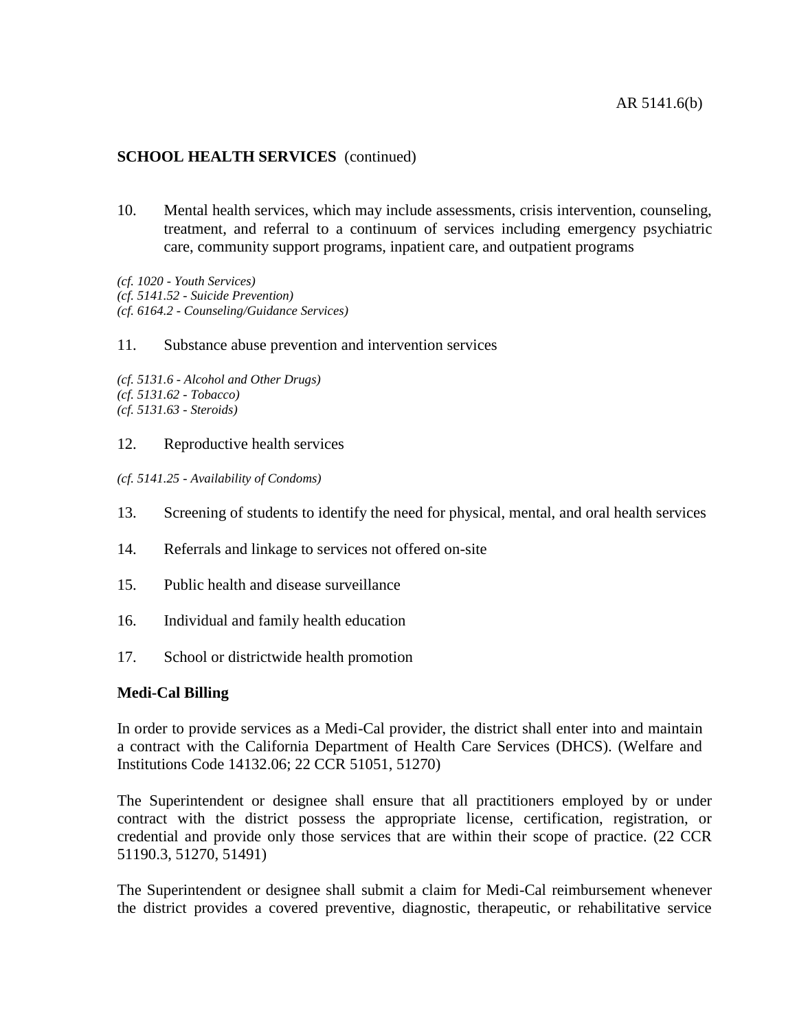**SCHOOL HEALTH SERVICES** (continued)

10. Mental health services, which may include assessments, crisis intervention, counseling, treatment, and referral to a continuum of services including emergency psychiatric care, community support programs, inpatient care, and outpatient programs

*(cf. 1020 - Youth Services)*
*(cf. 5141.52 - Suicide Prevention)*
*(cf. 6164.2 - Counseling/Guidance Services)*

11. Substance abuse prevention and intervention services

*(cf. 5131.6 - Alcohol and Other Drugs)*
*(cf. 5131.62 - Tobacco)*
*(cf. 5131.63 - Steroids)*

12. Reproductive health services

*(cf. 5141.25 - Availability of Condoms)*

13. Screening of students to identify the need for physical, mental, and oral health services

14. Referrals and linkage to services not offered on-site

15. Public health and disease surveillance

16. Individual and family health education

17. School or districtwide health promotion

**Medi-Cal Billing**

In order to provide services as a Medi-Cal provider, the district shall enter into and maintain a contract with the California Department of Health Care Services (DHCS). (Welfare and Institutions Code 14132.06; 22 CCR 51051, 51270)

The Superintendent or designee shall ensure that all practitioners employed by or under contract with the district possess the appropriate license, certification, registration, or credential and provide only those services that are within their scope of practice. (22 CCR 51190.3, 51270, 51491)

The Superintendent or designee shall submit a claim for Medi-Cal reimbursement whenever the district provides a covered preventive, diagnostic, therapeutic, or rehabilitative service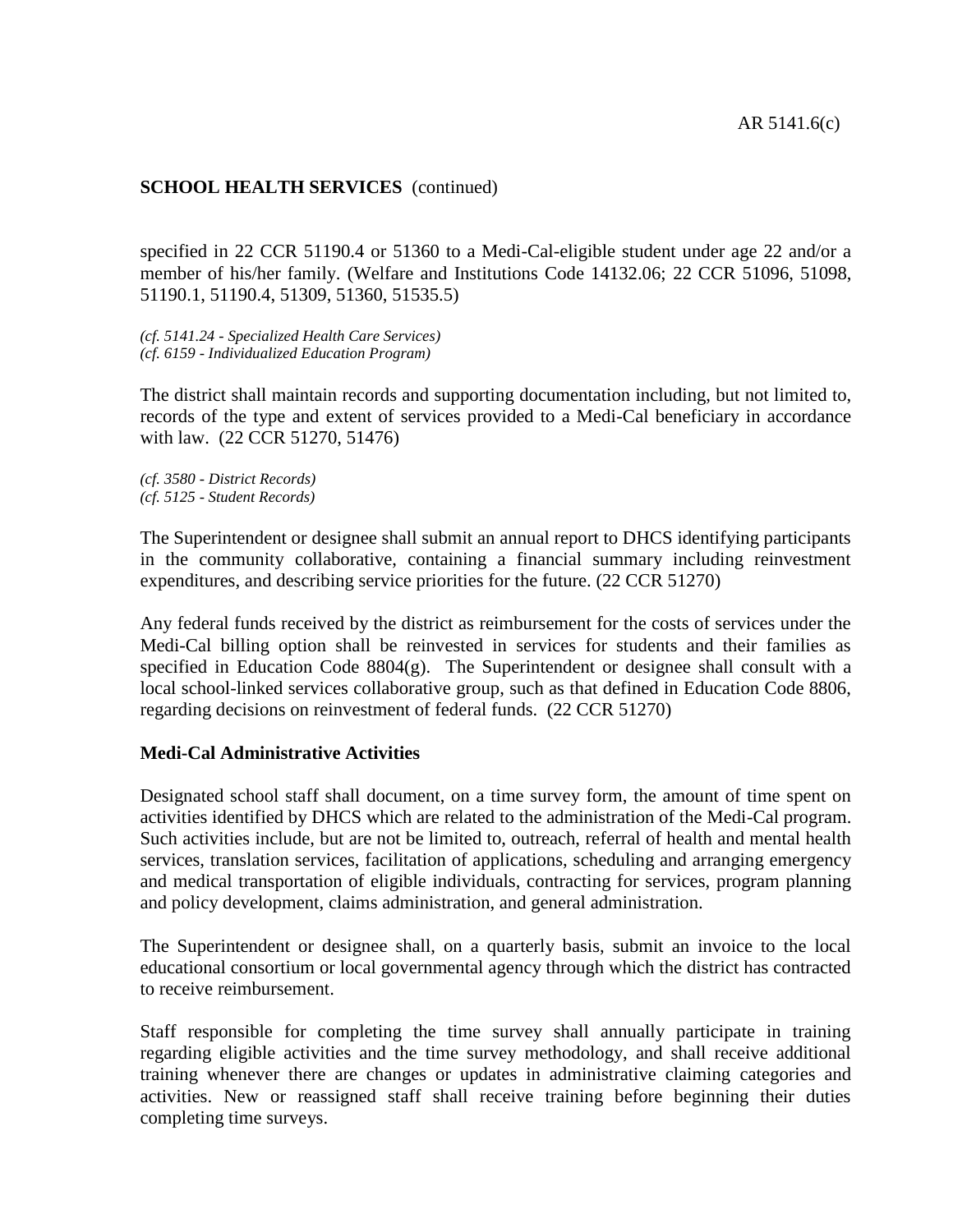**SCHOOL HEALTH SERVICES** (continued)

specified in 22 CCR 51190.4 or 51360 to a Medi-Cal-eligible student under age 22 and/or a member of his/her family. (Welfare and Institutions Code 14132.06; 22 CCR 51096, 51098, 51190.1, 51190.4, 51309, 51360, 51535.5)

*(cf. 5141.24 - Specialized Health Care Services)*
*(cf. 6159 - Individualized Education Program)*

The district shall maintain records and supporting documentation including, but not limited to, records of the type and extent of services provided to a Medi-Cal beneficiary in accordance with law. (22 CCR 51270, 51476)

*(cf. 3580 - District Records)*
*(cf. 5125 - Student Records)*

The Superintendent or designee shall submit an annual report to DHCS identifying participants in the community collaborative, containing a financial summary including reinvestment expenditures, and describing service priorities for the future. (22 CCR 51270)

Any federal funds received by the district as reimbursement for the costs of services under the Medi-Cal billing option shall be reinvested in services for students and their families as specified in Education Code 8804(g). The Superintendent or designee shall consult with a local school-linked services collaborative group, such as that defined in Education Code 8806, regarding decisions on reinvestment of federal funds. (22 CCR 51270)

**Medi-Cal Administrative Activities**

Designated school staff shall document, on a time survey form, the amount of time spent on activities identified by DHCS which are related to the administration of the Medi-Cal program. Such activities include, but are not be limited to, outreach, referral of health and mental health services, translation services, facilitation of applications, scheduling and arranging emergency and medical transportation of eligible individuals, contracting for services, program planning and policy development, claims administration, and general administration.

The Superintendent or designee shall, on a quarterly basis, submit an invoice to the local educational consortium or local governmental agency through which the district has contracted to receive reimbursement.

Staff responsible for completing the time survey shall annually participate in training regarding eligible activities and the time survey methodology, and shall receive additional training whenever there are changes or updates in administrative claiming categories and activities. New or reassigned staff shall receive training before beginning their duties completing time surveys.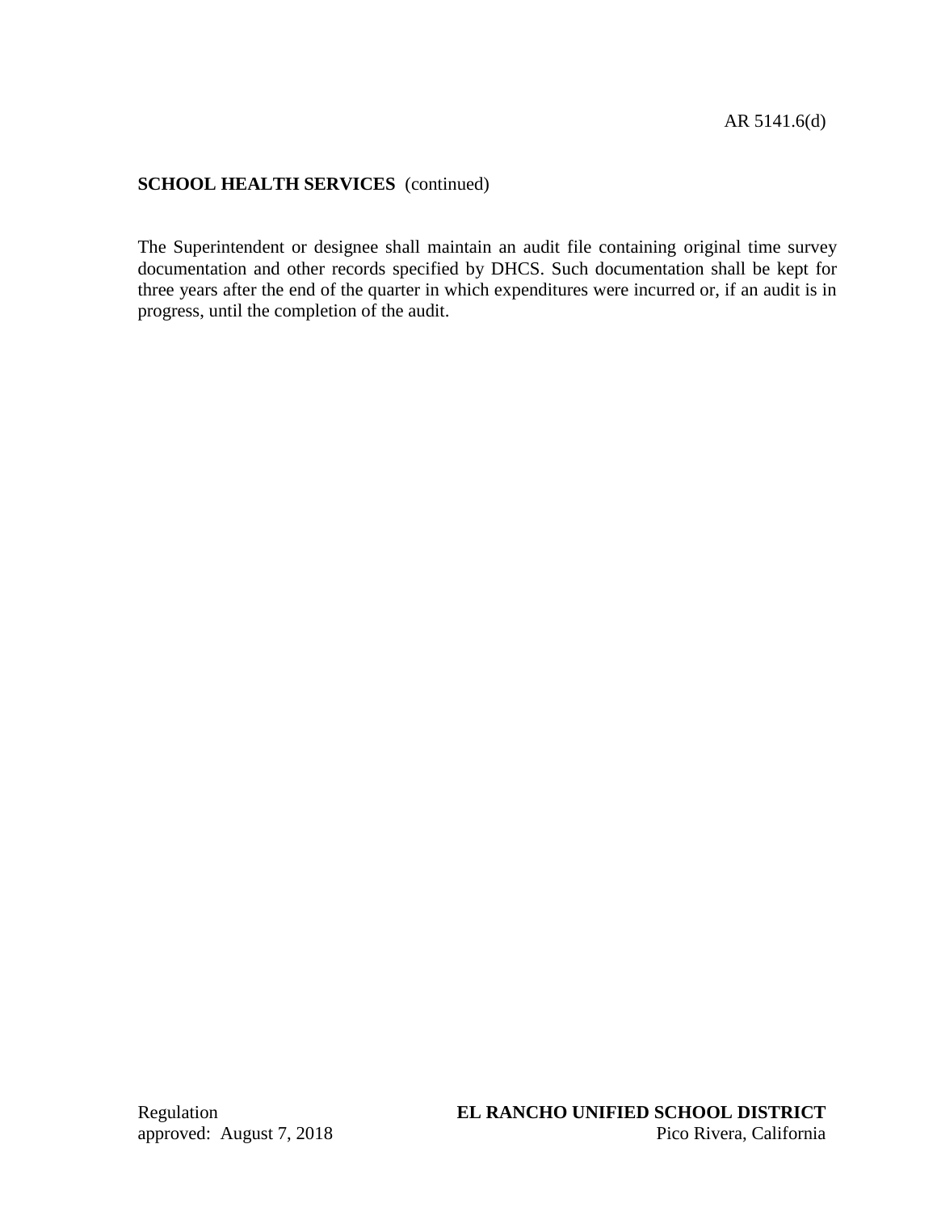The Superintendent or designee shall maintain an audit file containing original time survey documentation and other records specified by DHCS. Such documentation shall be kept for three years after the end of the quarter in which expenditures were incurred or, if an audit is in progress, until the completion of the audit.

Regulation approved: August 7, 2018

**EL RANCHO UNIFIED SCHOOL DISTRICT**
Pico Rivera, California